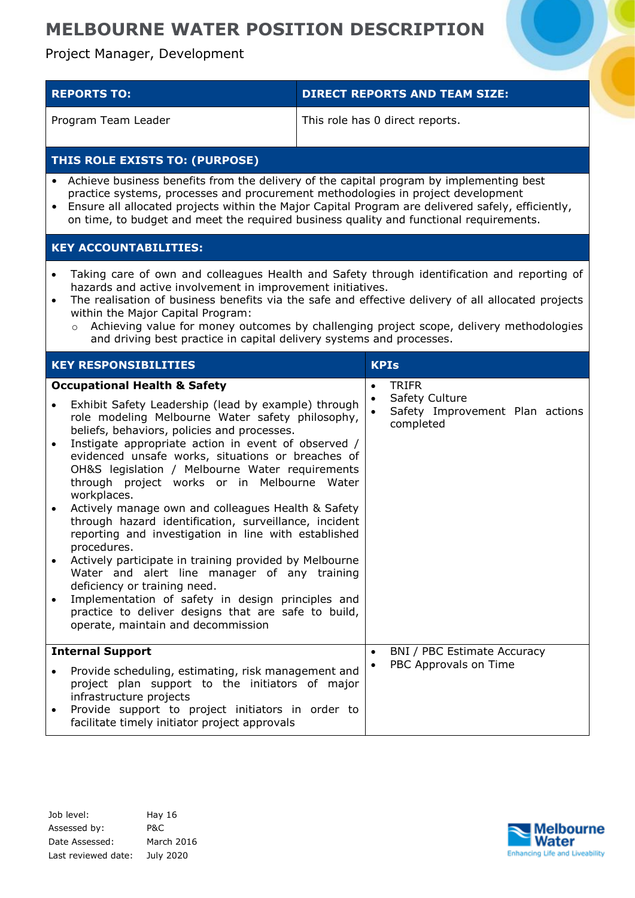# MELBOURNE WATER POSITION DESCRIPTION

Project Manager, Development

| REPORTS TO: | DIRECT REPORTS AND TEAM SIZE: |
|---|---|
| Program Team Leader | This role has 0 direct reports. |

## THIS ROLE EXISTS TO: (PURPOSE)

- Achieve business benefits from the delivery of the capital program by implementing best practice systems, processes and procurement methodologies in project development
- Ensure all allocated projects within the Major Capital Program are delivered safely, efficiently, on time, to budget and meet the required business quality and functional requirements.

## KEY ACCOUNTABILITIES:

- Taking care of own and colleagues Health and Safety through identification and reporting of hazards and active involvement in improvement initiatives.
- The realisation of business benefits via the safe and effective delivery of all allocated projects within the Major Capital Program:
  - Achieving value for money outcomes by challenging project scope, delivery methodologies and driving best practice in capital delivery systems and processes.

| KEY RESPONSIBILITIES | KPIs |
|---|---|
| **Occupational Health & Safety**<br>• Exhibit Safety Leadership (lead by example) through role modeling Melbourne Water safety philosophy, beliefs, behaviors, policies and processes.<br>• Instigate appropriate action in event of observed / evidenced unsafe works, situations or breaches of OH&S legislation / Melbourne Water requirements through project works or in Melbourne Water workplaces.<br>• Actively manage own and colleagues Health & Safety through hazard identification, surveillance, incident reporting and investigation in line with established procedures.<br>• Actively participate in training provided by Melbourne Water and alert line manager of any training deficiency or training need.<br>• Implementation of safety in design principles and practice to deliver designs that are safe to build, operate, maintain and decommission | • TRIFR<br>• Safety Culture<br>• Safety Improvement Plan actions completed |
| **Internal Support**<br>• Provide scheduling, estimating, risk management and project plan support to the initiators of major infrastructure projects<br>• Provide support to project initiators in order to facilitate timely initiator project approvals | • BNI / PBC Estimate Accuracy<br>• PBC Approvals on Time |

| | |
|---|---|
| Job level: | Hay 16 |
| Assessed by: | P&C |
| Date Assessed: | March 2016 |
| Last reviewed date: | July 2020 |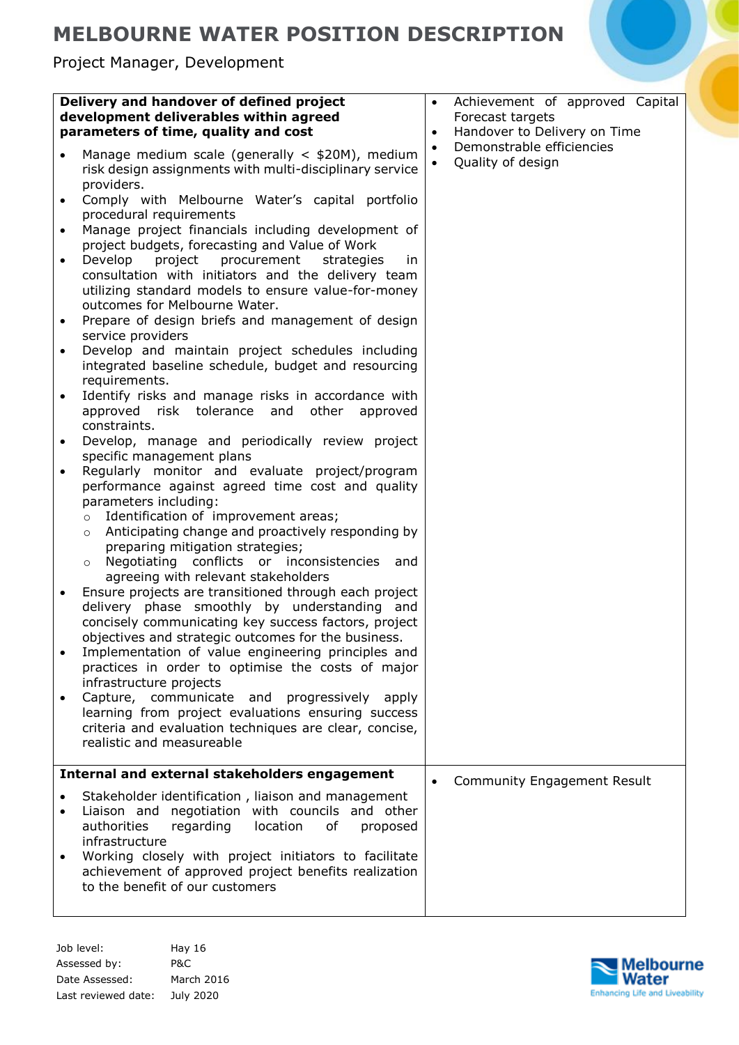| Delivery and handover of defined project development deliverables within agreed parameters of time, quality and cost | |
|---|---|
| • Manage medium scale (generally < $20M), medium risk design assignments with multi-disciplinary service providers.<br>• Comply with Melbourne Water's capital portfolio procedural requirements<br>• Manage project financials including development of project budgets, forecasting and Value of Work<br>• Develop project procurement strategies in consultation with initiators and the delivery team utilizing standard models to ensure value-for-money outcomes for Melbourne Water.<br>• Prepare of design briefs and management of design service providers<br>• Develop and maintain project schedules including integrated baseline schedule, budget and resourcing requirements.<br>• Identify risks and manage risks in accordance with approved risk tolerance and other approved constraints.<br>• Develop, manage and periodically review project specific management plans<br>• Regularly monitor and evaluate project/program performance against agreed time cost and quality parameters including:<br>  ○ Identification of improvement areas;<br>  ○ Anticipating change and proactively responding by preparing mitigation strategies;<br>  ○ Negotiating conflicts or inconsistencies and agreeing with relevant stakeholders<br>• Ensure projects are transitioned through each project delivery phase smoothly by understanding and concisely communicating key success factors, project objectives and strategic outcomes for the business.<br>• Implementation of value engineering principles and practices in order to optimise the costs of major infrastructure projects<br>• Capture, communicate and progressively apply learning from project evaluations ensuring success criteria and evaluation techniques are clear, concise, realistic and measureable | • Achievement of approved Capital Forecast targets<br>• Handover to Delivery on Time<br>• Demonstrable efficiencies<br>• Quality of design |
| **Internal and external stakeholders engagement**<br>• Stakeholder identification , liaison and management<br>• Liaison and negotiation with councils and other authorities regarding location of proposed infrastructure<br>• Working closely with project initiators to facilitate achievement of approved project benefits realization to the benefit of our customers | • Community Engagement Result |

| | |
|---|---|
| Job level: | Hay 16 |
| Assessed by: | P&C |
| Date Assessed: | March 2016 |
| Last reviewed date: | July 2020 |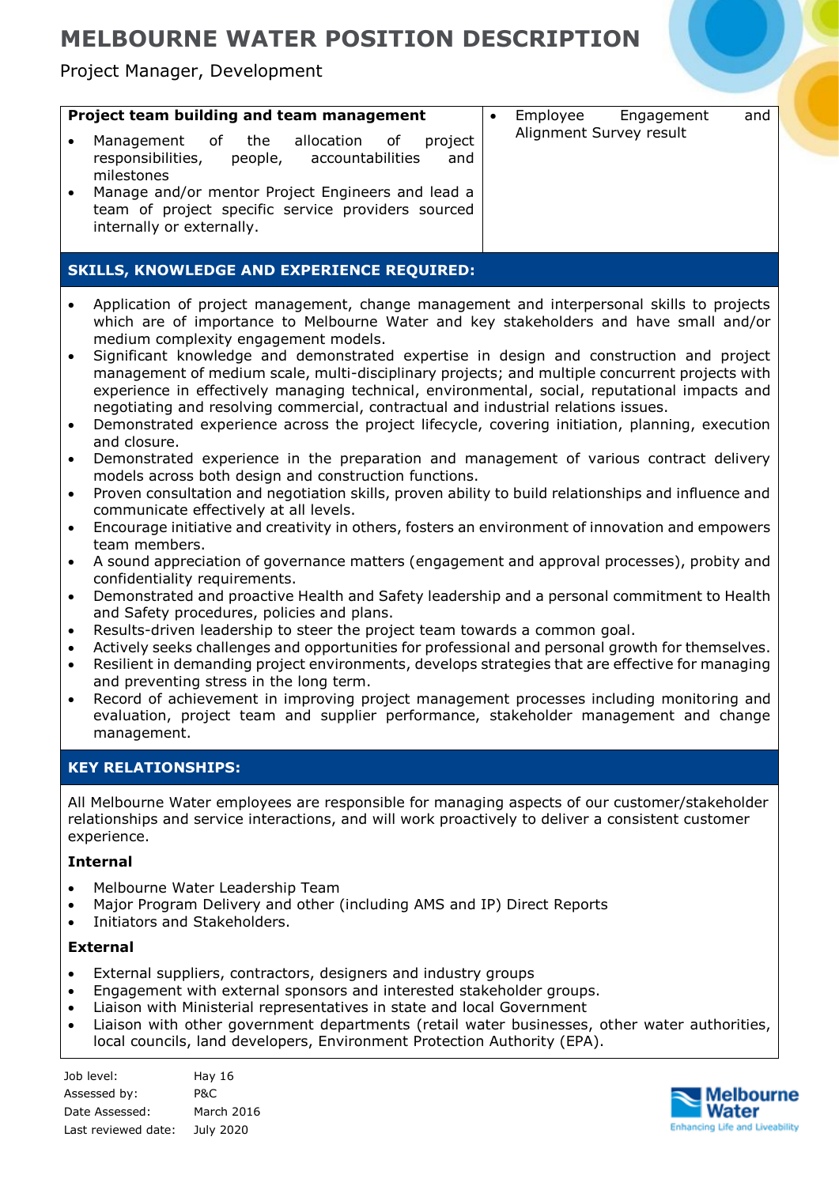| Project team building and team management | |
|---|---|
| • Management of the allocation of project responsibilities, people, accountabilities and milestones<br>• Manage and/or mentor Project Engineers and lead a team of project specific service providers sourced internally or externally. | • Employee Engagement and Alignment Survey result |

## SKILLS, KNOWLEDGE AND EXPERIENCE REQUIRED:

- Application of project management, change management and interpersonal skills to projects which are of importance to Melbourne Water and key stakeholders and have small and/or medium complexity engagement models.
- Significant knowledge and demonstrated expertise in design and construction and project management of medium scale, multi-disciplinary projects; and multiple concurrent projects with experience in effectively managing technical, environmental, social, reputational impacts and negotiating and resolving commercial, contractual and industrial relations issues.
- Demonstrated experience across the project lifecycle, covering initiation, planning, execution and closure.
- Demonstrated experience in the preparation and management of various contract delivery models across both design and construction functions.
- Proven consultation and negotiation skills, proven ability to build relationships and influence and communicate effectively at all levels.
- Encourage initiative and creativity in others, fosters an environment of innovation and empowers team members.
- A sound appreciation of governance matters (engagement and approval processes), probity and confidentiality requirements.
- Demonstrated and proactive Health and Safety leadership and a personal commitment to Health and Safety procedures, policies and plans.
- Results-driven leadership to steer the project team towards a common goal.
- Actively seeks challenges and opportunities for professional and personal growth for themselves.
- Resilient in demanding project environments, develops strategies that are effective for managing and preventing stress in the long term.
- Record of achievement in improving project management processes including monitoring and evaluation, project team and supplier performance, stakeholder management and change management.

## KEY RELATIONSHIPS:

All Melbourne Water employees are responsible for managing aspects of our customer/stakeholder relationships and service interactions, and will work proactively to deliver a consistent customer experience.

### Internal

- Melbourne Water Leadership Team
- Major Program Delivery and other (including AMS and IP) Direct Reports
- Initiators and Stakeholders.

### External

- External suppliers, contractors, designers and industry groups
- Engagement with external sponsors and interested stakeholder groups.
- Liaison with Ministerial representatives in state and local Government
- Liaison with other government departments (retail water businesses, other water authorities, local councils, land developers, Environment Protection Authority (EPA).

| | |
|---|---|
| Job level: | Hay 16 |
| Assessed by: | P&C |
| Date Assessed: | March 2016 |
| Last reviewed date: | July 2020 |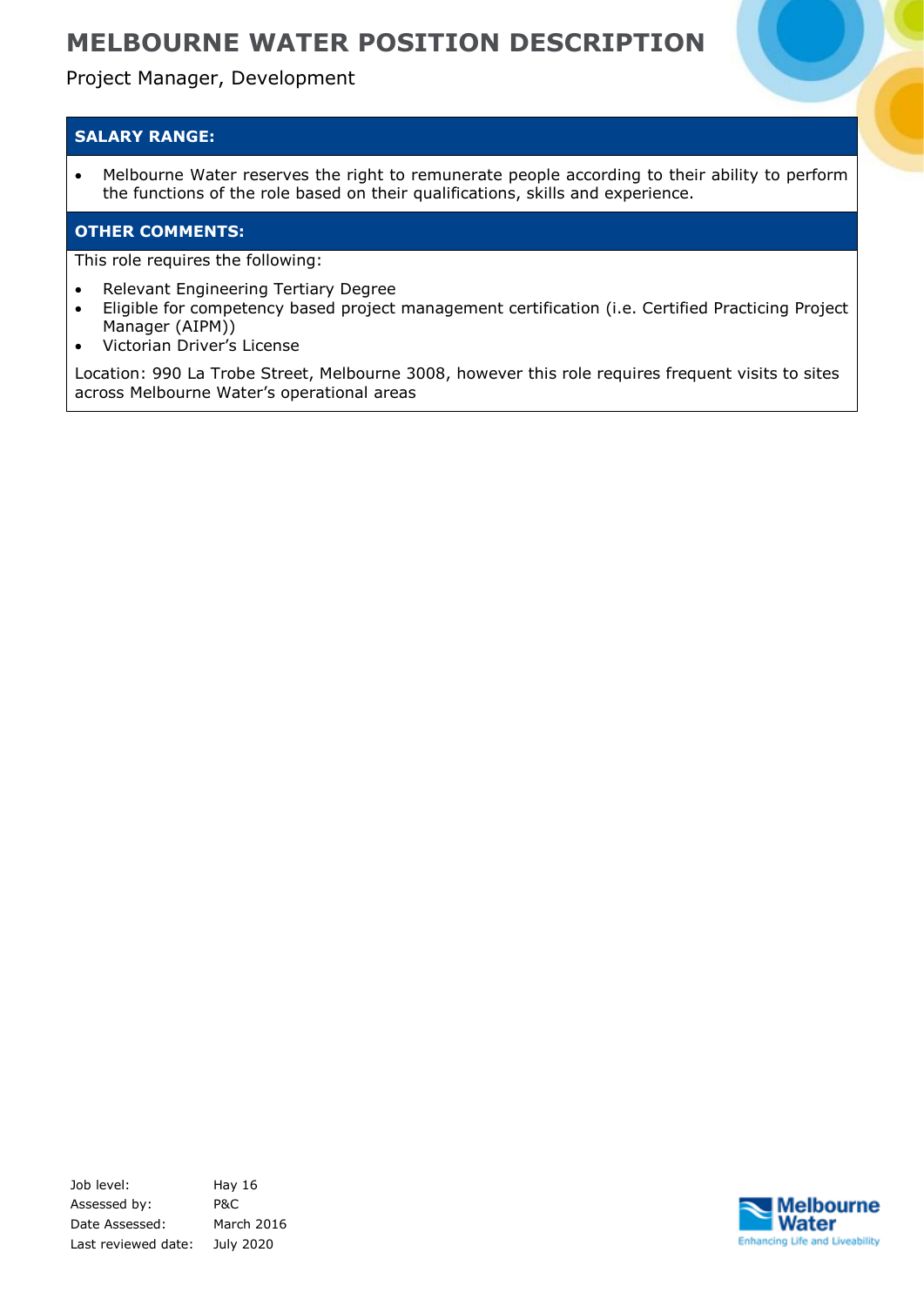# MELBOURNE WATER POSITION DESCRIPTION

Project Manager, Development

## SALARY RANGE:

- Melbourne Water reserves the right to remunerate people according to their ability to perform the functions of the role based on their qualifications, skills and experience.

## OTHER COMMENTS:

This role requires the following:

- Relevant Engineering Tertiary Degree
- Eligible for competency based project management certification (i.e. Certified Practicing Project Manager (AIPM))
- Victorian Driver's License

Location: 990 La Trobe Street, Melbourne 3008, however this role requires frequent visits to sites across Melbourne Water's operational areas

| | |
|---|---|
| Job level: | Hay 16 |
| Assessed by: | P&C |
| Date Assessed: | March 2016 |
| Last reviewed date: | July 2020 |

Melbourne Water
Enhancing Life and Liveability